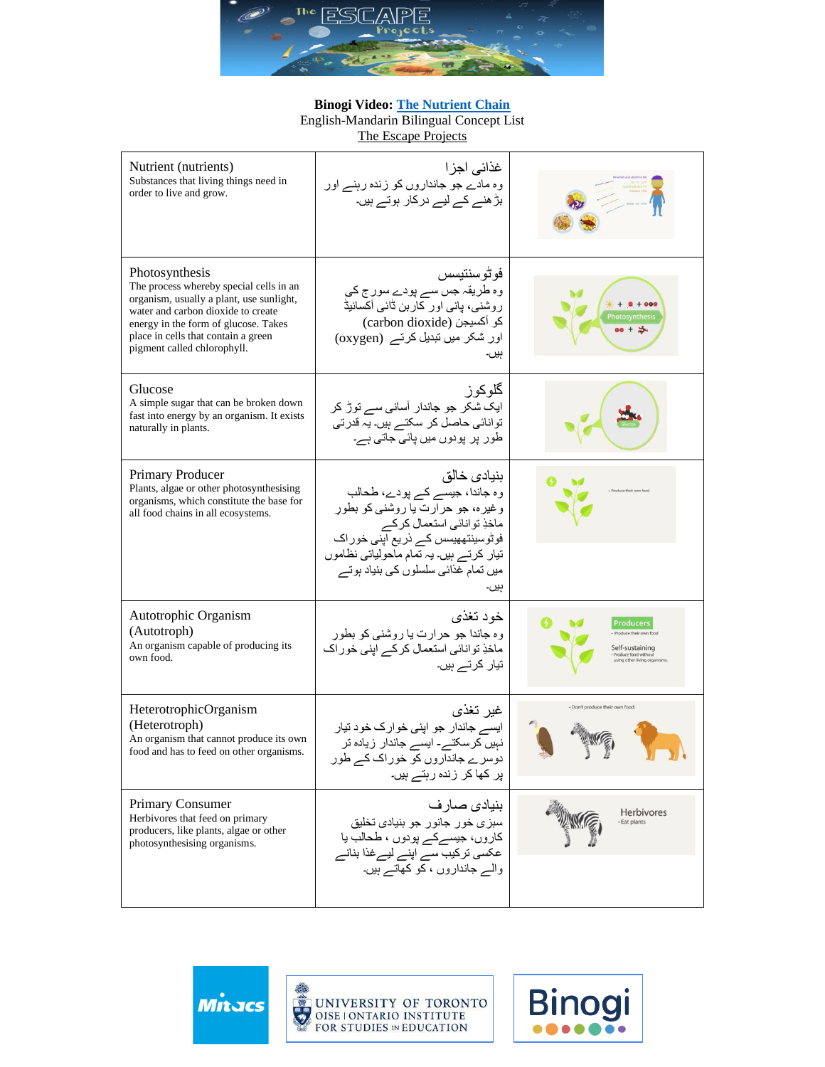**Binogi Video: The Nutrient Chain**
English-Mandarin Bilingual Concept List
The Escape Projects

| | | |
|---|---|---|
| Nutrient (nutrients)<br>Substances that living things need in order to live and grow. | غذائی اجزا<br>وہ مادے جو جانداروں کو زندہ رہنے اور بڑھنے کے لیے درکار ہوتے ہیں۔ | |
| Photosynthesis<br>The process whereby special cells in an organism, usually a plant, use sunlight, water and carbon dioxide to create energy in the form of glucose. Takes place in cells that contain a green pigment called chlorophyll. | فوٹوسنتیسس<br>وہ طریقہ جس سے پودے سورج کی روشنی، پانی اور کاربن ڈائی آکسائیڈ (carbon dioxide) کو آکسیجن (oxygen) اور شکر میں تبدیل کرتے ہیں۔ | |
| Glucose<br>A simple sugar that can be broken down fast into energy by an organism. It exists naturally in plants. | گلوکوز<br>ایک شکر جو جاندار آسانی سے توڑ کر توانائی حاصل کر سکتے ہیں۔ یہ قدرتی طور پر پودوں میں پائی جاتی ہے۔ | |
| Primary Producer<br>Plants, algae or other photosynthesising organisms, which constitute the base for all food chains in all ecosystems. | بنیادی خالق<br>وہ جاندا، جیسے کے پودے، طحالب وغیرہ، جو حرارت یا روشنی کو بطور ماخذِ توانائی استعمال کرکے فوٹوسینتھیسس کے ذریع اپنی خوراک تیار کرتے ہیں۔ یہ تمام ماحولیاتی نظاموں میں تمام غذائی سلسلوں کی بنیاد ہوتے ہیں۔ | |
| Autotrophic Organism (Autotroph)<br>An organism capable of producing its own food. | خود تغذی<br>وہ جاندا جو حرارت یا روشنی کو بطور ماخذِ توانائی استعمال کرکے اپنی خوراک تیار کرتے ہیں۔ | |
| HeterotrophicOrganism (Heterotroph)<br>An organism that cannot produce its own food and has to feed on other organisms. | غیر تغذی<br>ایسے جاندار جو اپنی خوراک خود تیار نہیں کرسکتے۔ ایسے جاندار زیادہ تر دوسرے جانداروں کو خوراک کے طور پر کھا کر زندہ رہتے ہیں۔ | |
| Primary Consumer<br>Herbivores that feed on primary producers, like plants, algae or other photosynthesising organisms. | بنیادی صارف<br>سبزی خور جانور جو بنیادی تخلیق کاروں، جیسے کے پودوں ، طحالب یا عکسی ترکیب سے اپنے لیے غذا بنانے والے جانداروں ، کو کھاتے ہیں۔ | |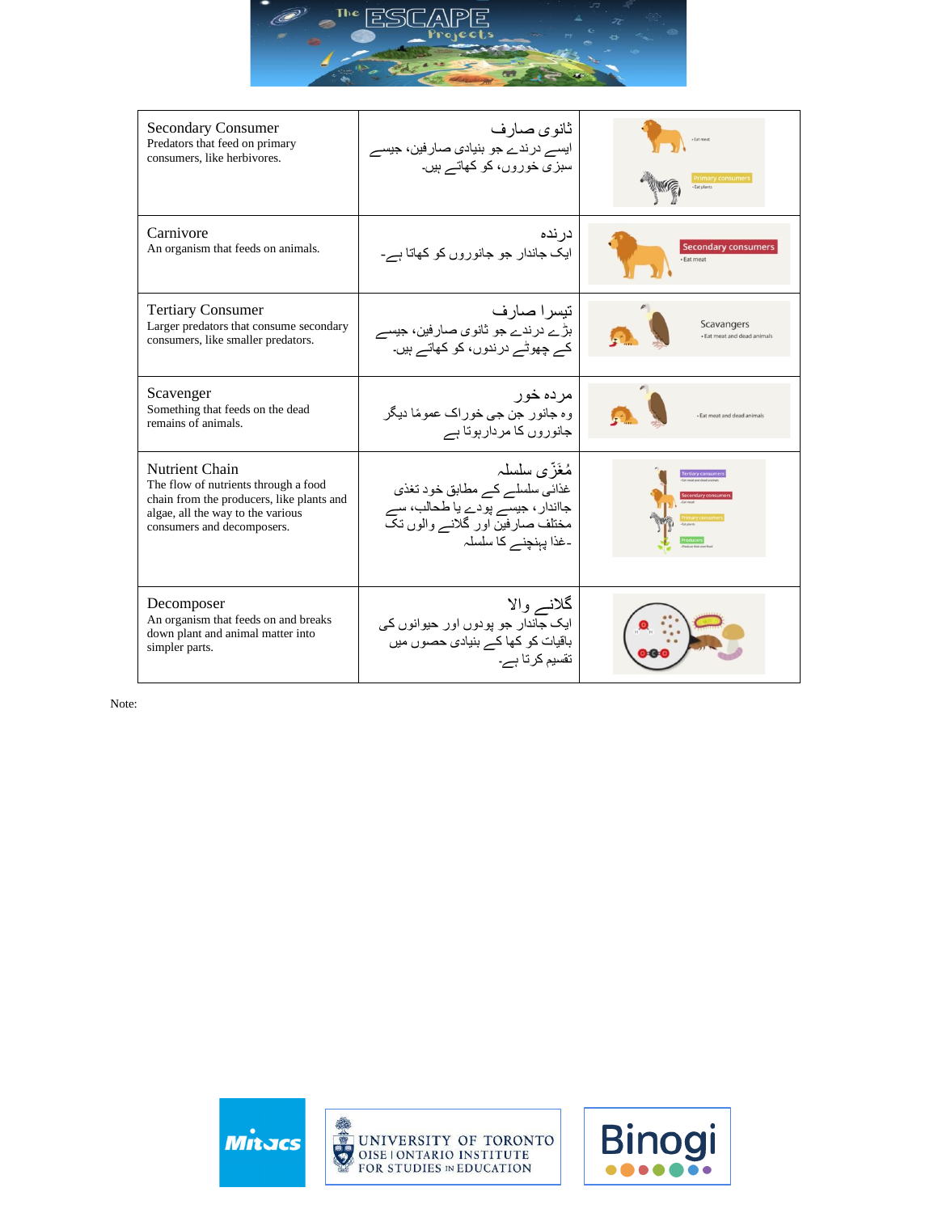| | | |
|---|---|---|
| Secondary Consumer<br>Predators that feed on primary consumers, like herbivores. | ثانوی صارف<br>ایسے درندے جو بنیادی صارفین، جیسے سبزی خوروں، کو کھاتے ہیں۔ | |
| Carnivore<br>An organism that feeds on animals. | درندہ<br>ایک جاندار جو جانوروں کو کھاتا ہے۔ | |
| Tertiary Consumer<br>Larger predators that consume secondary consumers, like smaller predators. | تیسرا صارف<br>بڑے درندے جو ثانوی صارفین، جیسے کے چھوٹے درندوں، کو کھاتے ہیں۔ | |
| Scavenger<br>Something that feeds on the dead remains of animals. | مردہ خور<br>وہ جانور جن جی خوراک عموماً دیگر جانوروں کا مردار ہوتا ہے | |
| Nutrient Chain<br>The flow of nutrients through a food chain from the producers, like plants and algae, all the way to the various consumers and decomposers. | مُغَذّی سلسلہ<br>غذائی سلسلے کے مطابق خود تغذی جاندار، جیسے پودے یا طحالب، سے مختلف صارفین اور گلانے والوں تک ۔غذا پہنچنے کا سلسلہ | |
| Decomposer<br>An organism that feeds on and breaks down plant and animal matter into simpler parts. | گلانے والا<br>ایک جاندار جو پودوں اور حیوانوں کی باقیات کو کھا کے بنیادی حصوں میں تقسیم کرتا ہے۔ | |

Note: